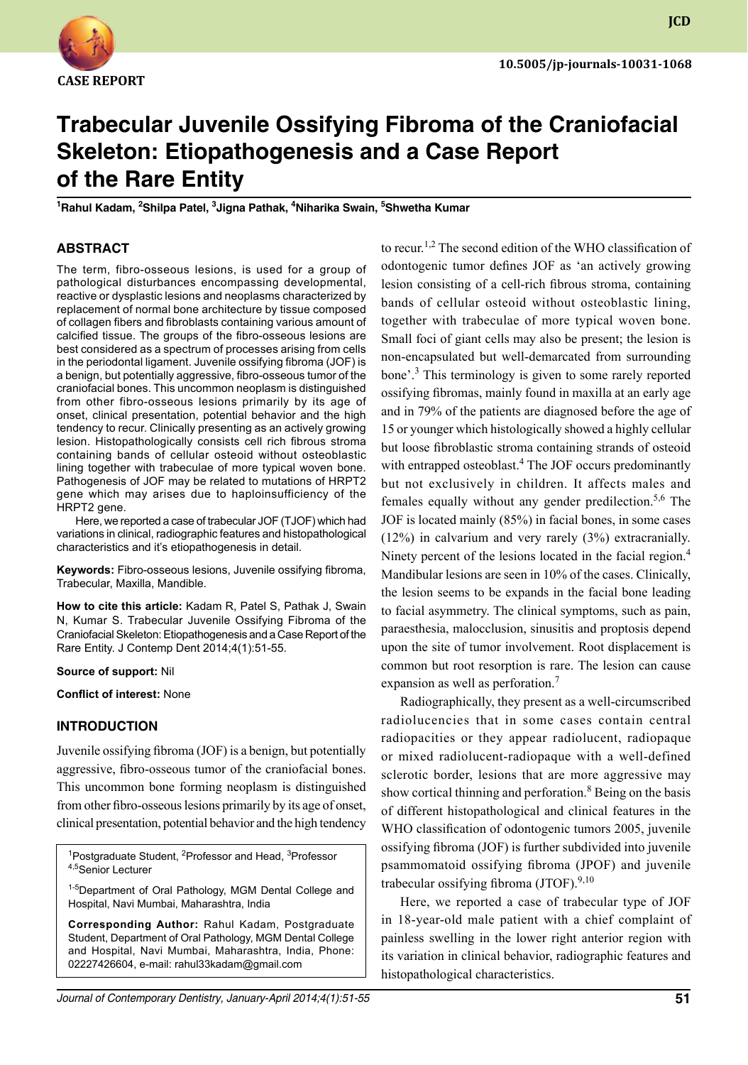CASE REPORT

10.5005/jp-journals-10031-1068

# Trabecular Juvenile Ossifying Fibroma of the Craniofacial Skeleton: Etiopathogenesis and a Case Report of the Rare Entity

[1]Rahul Kadam, [2]Shilpa Patel, [3]Jigna Pathak, [4]Niharika Swain, [5]Shwetha Kumar

## ABSTRACT

The term, fibro-osseous lesions, is used for a group of pathological disturbances encompassing developmental, reactive or dysplastic lesions and neoplasms characterized by replacement of normal bone architecture by tissue composed of collagen fibers and fibroblasts containing various amount of calcified tissue. The groups of the fibro-osseous lesions are best considered as a spectrum of processes arising from cells in the periodontal ligament. Juvenile ossifying fibroma (JOF) is a benign, but potentially aggressive, fibro-osseous tumor of the craniofacial bones. This uncommon neoplasm is distinguished from other fibro-osseous lesions primarily by its age of onset, clinical presentation, potential behavior and the high tendency to recur. Clinically presenting as an actively growing lesion. Histopathologically consists cell rich fibrous stroma containing bands of cellular osteoid without osteoblastic lining together with trabeculae of more typical woven bone. Pathogenesis of JOF may be related to mutations of HRPT2 gene which may arises due to haploinsufficiency of the HRPT2 gene.

Here, we reported a case of trabecular JOF (TJOF) which had variations in clinical, radiographic features and histopathological characteristics and it's etiopathogenesis in detail.

**Keywords:** Fibro-osseous lesions, Juvenile ossifying fibroma, Trabecular, Maxilla, Mandible.

**How to cite this article:** Kadam R, Patel S, Pathak J, Swain N, Kumar S. Trabecular Juvenile Ossifying Fibroma of the Craniofacial Skeleton: Etiopathogenesis and a Case Report of the Rare Entity. J Contemp Dent 2014;4(1):51-55.

**Source of support:** Nil

**Conflict of interest:** None

## INTRODUCTION

Juvenile ossifying fibroma (JOF) is a benign, but potentially aggressive, fibro-osseous tumor of the craniofacial bones. This uncommon bone forming neoplasm is distinguished from other fibro-osseous lesions primarily by its age of onset, clinical presentation, potential behavior and the high tendency to recur.[1,2] The second edition of the WHO classification of odontogenic tumor defines JOF as 'an actively growing lesion consisting of a cell-rich fibrous stroma, containing bands of cellular osteoid without osteoblastic lining, together with trabeculae of more typical woven bone. Small foci of giant cells may also be present; the lesion is non-encapsulated but well-demarcated from surrounding bone'.[3] This terminology is given to some rarely reported ossifying fibromas, mainly found in maxilla at an early age and in 79% of the patients are diagnosed before the age of 15 or younger which histologically showed a highly cellular but loose fibroblastic stroma containing strands of osteoid with entrapped osteoblast.[4] The JOF occurs predominantly but not exclusively in children. It affects males and females equally without any gender predilection.[5,6] The JOF is located mainly (85%) in facial bones, in some cases (12%) in calvarium and very rarely (3%) extracranially. Ninety percent of the lesions located in the facial region.[4] Mandibular lesions are seen in 10% of the cases. Clinically, the lesion seems to be expands in the facial bone leading to facial asymmetry. The clinical symptoms, such as pain, paraesthesia, malocclusion, sinusitis and proptosis depend upon the site of tumor involvement. Root displacement is common but root resorption is rare. The lesion can cause expansion as well as perforation.[7]

Radiographically, they present as a well-circumscribed radiolucencies that in some cases contain central radiopacities or they appear radiolucent, radiopaque or mixed radiolucent-radiopaque with a well-defined sclerotic border, lesions that are more aggressive may show cortical thinning and perforation.[8] Being on the basis of different histopathological and clinical features in the WHO classification of odontogenic tumors 2005, juvenile ossifying fibroma (JOF) is further subdivided into juvenile psammomatoid ossifying fibroma (JPOF) and juvenile trabecular ossifying fibroma (JTOF).[9,10]

Here, we reported a case of trabecular type of JOF in 18-year-old male patient with a chief complaint of painless swelling in the lower right anterior region with its variation in clinical behavior, radiographic features and histopathological characteristics.

---

[1]Postgraduate Student, [2]Professor and Head, [3]Professor
[4,5]Senior Lecturer

[1-5]Department of Oral Pathology, MGM Dental College and Hospital, Navi Mumbai, Maharashtra, India

**Corresponding Author:** Rahul Kadam, Postgraduate Student, Department of Oral Pathology, MGM Dental College and Hospital, Navi Mumbai, Maharashtra, India, Phone: 02227426604, e-mail: rahul33kadam@gmail.com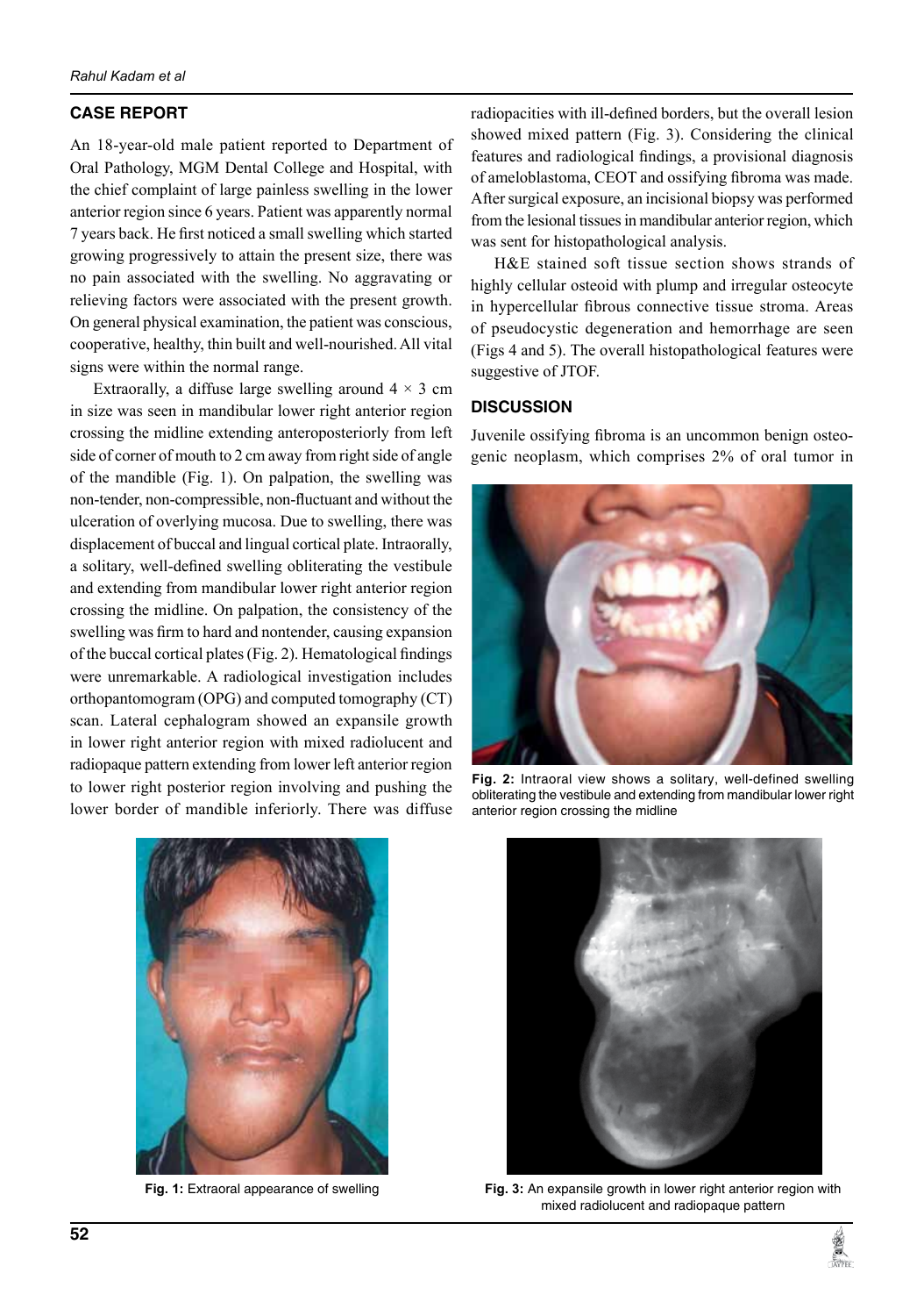## CASE REPORT

An 18-year-old male patient reported to Department of Oral Pathology, MGM Dental College and Hospital, with the chief complaint of large painless swelling in the lower anterior region since 6 years. Patient was apparently normal 7 years back. He first noticed a small swelling which started growing progressively to attain the present size, there was no pain associated with the swelling. No aggravating or relieving factors were associated with the present growth. On general physical examination, the patient was conscious, cooperative, healthy, thin built and well-nourished. All vital signs were within the normal range.

Extraorally, a diffuse large swelling around 4 × 3 cm in size was seen in mandibular lower right anterior region crossing the midline extending anteroposteriorly from left side of corner of mouth to 2 cm away from right side of angle of the mandible (Fig. 1). On palpation, the swelling was non-tender, non-compressible, non-fluctuant and without the ulceration of overlying mucosa. Due to swelling, there was displacement of buccal and lingual cortical plate. Intraorally, a solitary, well-defined swelling obliterating the vestibule and extending from mandibular lower right anterior region crossing the midline. On palpation, the consistency of the swelling was firm to hard and nontender, causing expansion of the buccal cortical plates (Fig. 2). Hematological findings were unremarkable. A radiological investigation includes orthopantomogram (OPG) and computed tomography (CT) scan. Lateral cephalogram showed an expansile growth in lower right anterior region with mixed radiolucent and radiopaque pattern extending from lower left anterior region to lower right posterior region involving and pushing the lower border of mandible inferiorly. There was diffuse radiopacities with ill-defined borders, but the overall lesion showed mixed pattern (Fig. 3). Considering the clinical features and radiological findings, a provisional diagnosis of ameloblastoma, CEOT and ossifying fibroma was made. After surgical exposure, an incisional biopsy was performed from the lesional tissues in mandibular anterior region, which was sent for histopathological analysis.

H&E stained soft tissue section shows strands of highly cellular osteoid with plump and irregular osteocyte in hypercellular fibrous connective tissue stroma. Areas of pseudocystic degeneration and hemorrhage are seen (Figs 4 and 5). The overall histopathological features were suggestive of JTOF.

## DISCUSSION

Juvenile ossifying fibroma is an uncommon benign osteogenic neoplasm, which comprises 2% of oral tumor in

**Fig. 2:** Intraoral view shows a solitary, well-defined swelling obliterating the vestibule and extending from mandibular lower right anterior region crossing the midline

**Fig. 1:** Extraoral appearance of swelling

**Fig. 3:** An expansile growth in lower right anterior region with mixed radiolucent and radiopaque pattern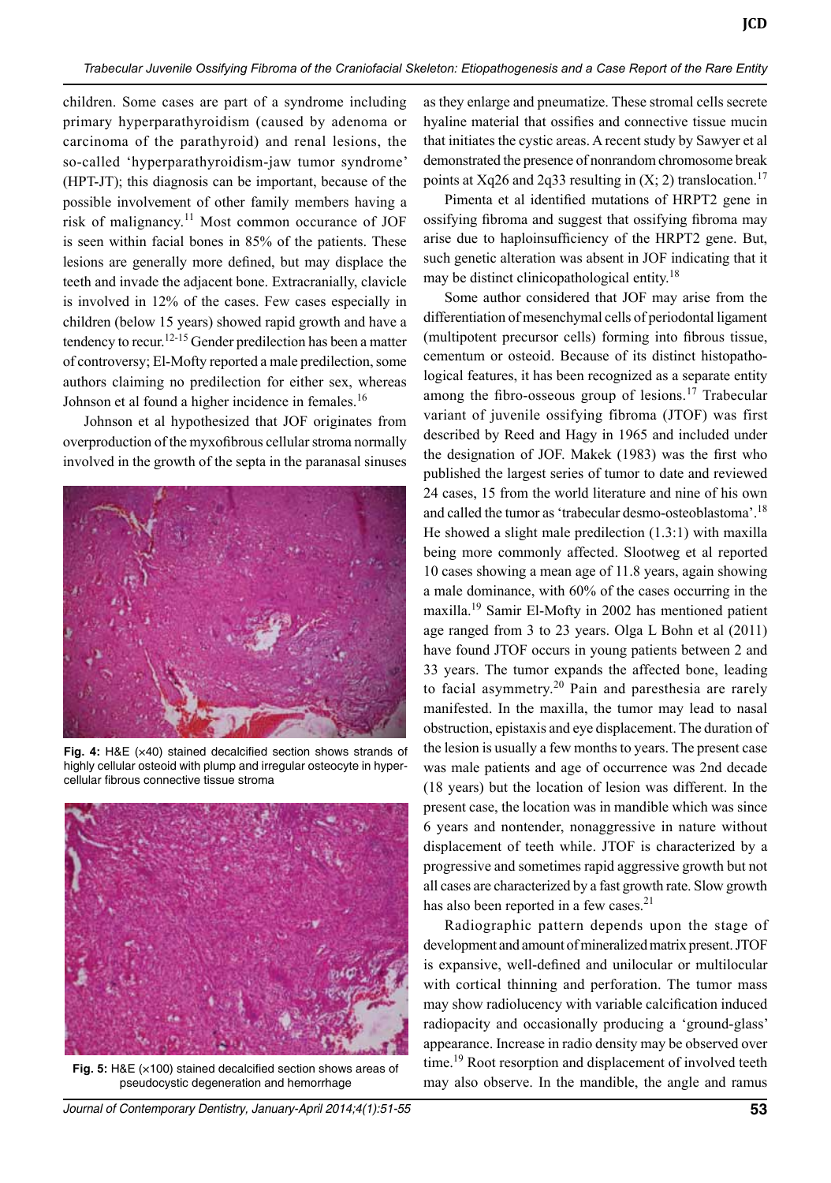children. Some cases are part of a syndrome including primary hyperparathyroidism (caused by adenoma or carcinoma of the parathyroid) and renal lesions, the so-called 'hyperparathyroidism-jaw tumor syndrome' (HPT-JT); this diagnosis can be important, because of the possible involvement of other family members having a risk of malignancy.[11] Most common occurance of JOF is seen within facial bones in 85% of the patients. These lesions are generally more defined, but may displace the teeth and invade the adjacent bone. Extracranially, clavicle is involved in 12% of the cases. Few cases especially in children (below 15 years) showed rapid growth and have a tendency to recur.[12-15] Gender predilection has been a matter of controversy; El-Mofty reported a male predilection, some authors claiming no predilection for either sex, whereas Johnson et al found a higher incidence in females.[16]

Johnson et al hypothesized that JOF originates from overproduction of the myxofibrous cellular stroma normally involved in the growth of the septa in the paranasal sinuses as they enlarge and pneumatize. These stromal cells secrete hyaline material that ossifies and connective tissue mucin that initiates the cystic areas. A recent study by Sawyer et al demonstrated the presence of nonrandom chromosome break points at Xq26 and 2q33 resulting in (X; 2) translocation.[17]

**Fig. 4:** H&E (×40) stained decalcified section shows strands of highly cellular osteoid with plump and irregular osteocyte in hypercellular fibrous connective tissue stroma

**Fig. 5:** H&E (×100) stained decalcified section shows areas of pseudocystic degeneration and hemorrhage

Pimenta et al identified mutations of HRPT2 gene in ossifying fibroma and suggest that ossifying fibroma may arise due to haploinsufficiency of the HRPT2 gene. But, such genetic alteration was absent in JOF indicating that it may be distinct clinicopathological entity.[18]

Some author considered that JOF may arise from the differentiation of mesenchymal cells of periodontal ligament (multipotent precursor cells) forming into fibrous tissue, cementum or osteoid. Because of its distinct histopathological features, it has been recognized as a separate entity among the fibro-osseous group of lesions.[17] Trabecular variant of juvenile ossifying fibroma (JTOF) was first described by Reed and Hagy in 1965 and included under the designation of JOF. Makek (1983) was the first who published the largest series of tumor to date and reviewed 24 cases, 15 from the world literature and nine of his own and called the tumor as 'trabecular desmo-osteoblastoma'.[18] He showed a slight male predilection (1.3:1) with maxilla being more commonly affected. Slootweg et al reported 10 cases showing a mean age of 11.8 years, again showing a male dominance, with 60% of the cases occurring in the maxilla.[19] Samir El-Mofty in 2002 has mentioned patient age ranged from 3 to 23 years. Olga L Bohn et al (2011) have found JTOF occurs in young patients between 2 and 33 years. The tumor expands the affected bone, leading to facial asymmetry.[20] Pain and paresthesia are rarely manifested. In the maxilla, the tumor may lead to nasal obstruction, epistaxis and eye displacement. The duration of the lesion is usually a few months to years. The present case was male patients and age of occurrence was 2nd decade (18 years) but the location of lesion was different. In the present case, the location was in mandible which was since 6 years and nontender, nonaggressive in nature without displacement of teeth while. JTOF is characterized by a progressive and sometimes rapid aggressive growth but not all cases are characterized by a fast growth rate. Slow growth has also been reported in a few cases.[21]

Radiographic pattern depends upon the stage of development and amount of mineralized matrix present. JTOF is expansive, well-defined and unilocular or multilocular with cortical thinning and perforation. The tumor mass may show radiolucency with variable calcification induced radiopacity and occasionally producing a 'ground-glass' appearance. Increase in radio density may be observed over time.[19] Root resorption and displacement of involved teeth may also observe. In the mandible, the angle and ramus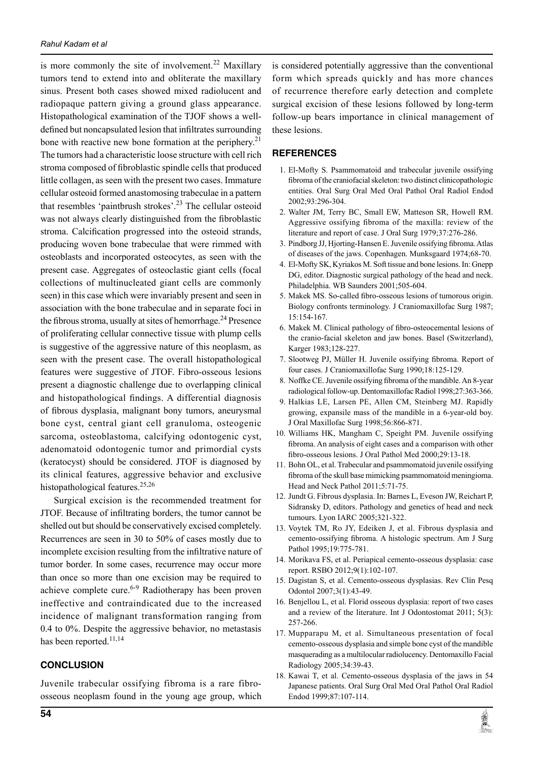is more commonly the site of involvement.[22] Maxillary tumors tend to extend into and obliterate the maxillary sinus. Present both cases showed mixed radiolucent and radiopaque pattern giving a ground glass appearance. Histopathological examination of the TJOF shows a well-defined but noncapsulated lesion that infiltrates surrounding bone with reactive new bone formation at the periphery.[21] The tumors had a characteristic loose structure with cell rich stroma composed of fibroblastic spindle cells that produced little collagen, as seen with the present two cases. Immature cellular osteoid formed anastomosing trabeculae in a pattern that resembles 'paintbrush strokes'.[23] The cellular osteoid was not always clearly distinguished from the fibroblastic stroma. Calcification progressed into the osteoid strands, producing woven bone trabeculae that were rimmed with osteoblasts and incorporated osteocytes, as seen with the present case. Aggregates of osteoclastic giant cells (focal collections of multinucleated giant cells are commonly seen) in this case which were invariably present and seen in association with the bone trabeculae and in separate foci in the fibrous stroma, usually at sites of hemorrhage.[24] Presence of proliferating cellular connective tissue with plump cells is suggestive of the aggressive nature of this neoplasm, as seen with the present case. The overall histopathological features were suggestive of JTOF. Fibro-osseous lesions present a diagnostic challenge due to overlapping clinical and histopathological findings. A differential diagnosis of fibrous dysplasia, malignant bony tumors, aneurysmal bone cyst, central giant cell granuloma, osteogenic sarcoma, osteoblastoma, calcifying odontogenic cyst, adenomatoid odontogenic tumor and primordial cysts (keratocyst) should be considered. JTOF is diagnosed by its clinical features, aggressive behavior and exclusive histopathological features.[25,26]

Surgical excision is the recommended treatment for JTOF. Because of infiltrating borders, the tumor cannot be shelled out but should be conservatively excised completely. Recurrences are seen in 30 to 50% of cases mostly due to incomplete excision resulting from the infiltrative nature of tumor border. In some cases, recurrence may occur more than once so more than one excision may be required to achieve complete cure.[6-9] Radiotherapy has been proven ineffective and contraindicated due to the increased incidence of malignant transformation ranging from 0.4 to 0%. Despite the aggressive behavior, no metastasis has been reported.[11,14]

## CONCLUSION

Juvenile trabecular ossifying fibroma is a rare fibro-osseous neoplasm found in the young age group, which is considered potentially aggressive than the conventional form which spreads quickly and has more chances of recurrence therefore early detection and complete surgical excision of these lesions followed by long-term follow-up bears importance in clinical management of these lesions.

## REFERENCES

1. El-Mofty S. Psammomatoid and trabecular juvenile ossifying fibroma of the craniofacial skeleton: two distinct clinicopathologic entities. Oral Surg Oral Med Oral Pathol Oral Radiol Endod 2002;93:296-304.
2. Walter JM, Terry BC, Small EW, Matteson SR, Howell RM. Aggressive ossifying fibroma of the maxilla: review of the literature and report of case. J Oral Surg 1979;37:276-286.
3. Pindborg JJ, Hjorting-Hansen E. Juvenile ossifying fibroma. Atlas of diseases of the jaws. Copenhagen. Munksgaard 1974;68-70.
4. El-Mofty SK, Kyriakos M. Soft tissue and bone lesions. In: Gnepp DG, editor. Diagnostic surgical pathology of the head and neck. Philadelphia. WB Saunders 2001;505-604.
5. Makek MS. So-called fibro-osseous lesions of tumorous origin. Biology confronts terminology. J Craniomaxillofac Surg 1987; 15:154-167.
6. Makek M. Clinical pathology of fibro-osteocemental lesions of the cranio-facial skeleton and jaw bones. Basel (Switzerland), Karger 1983;128-227.
7. Slootweg PJ, Müller H. Juvenile ossifying fibroma. Report of four cases. J Craniomaxillofac Surg 1990;18:125-129.
8. Noffke CE. Juvenile ossifying fibroma of the mandible. An 8-year radiological follow-up. Dentomaxillofac Radiol 1998;27:363-366.
9. Halkias LE, Larsen PE, Allen CM, Steinberg MJ. Rapidly growing, expansile mass of the mandible in a 6-year-old boy. J Oral Maxillofac Surg 1998;56:866-871.
10. Williams HK, Mangham C, Speight PM. Juvenile ossifying fibroma. An analysis of eight cases and a comparison with other fibro-osseous lesions. J Oral Pathol Med 2000;29:13-18.
11. Bohn OL, et al. Trabecular and psammomatoid juvenile ossifying fibroma of the skull base mimicking psammomatoid meningioma. Head and Neck Pathol 2011;5:71-75.
12. Jundt G. Fibrous dysplasia. In: Barnes L, Eveson JW, Reichart P, Sidransky D, editors. Pathology and genetics of head and neck tumours. Lyon IARC 2005;321-322.
13. Voytek TM, Ro JY, Edeiken J, et al. Fibrous dysplasia and cemento-ossifying fibroma. A histologic spectrum. Am J Surg Pathol 1995;19:775-781.
14. Morikava FS, et al. Periapical cemento-osseous dysplasia: case report. RSBO 2012;9(1):102-107.
15. Dagistan S, et al. Cemento-osseous dysplasias. Rev Clín Pesq Odontol 2007;3(1):43-49.
16. Benjellou L, et al. Florid osseous dysplasia: report of two cases and a review of the literature. Int J Odontostomat 2011; 5(3): 257-266.
17. Mupparapu M, et al. Simultaneous presentation of focal cemento-osseous dysplasia and simple bone cyst of the mandible masquerading as a multilocular radiolucency. Dentomaxillo Facial Radiology 2005;34:39-43.
18. Kawai T, et al. Cemento-osseous dysplasia of the jaws in 54 Japanese patients. Oral Surg Oral Med Oral Pathol Oral Radiol Endod 1999;87:107-114.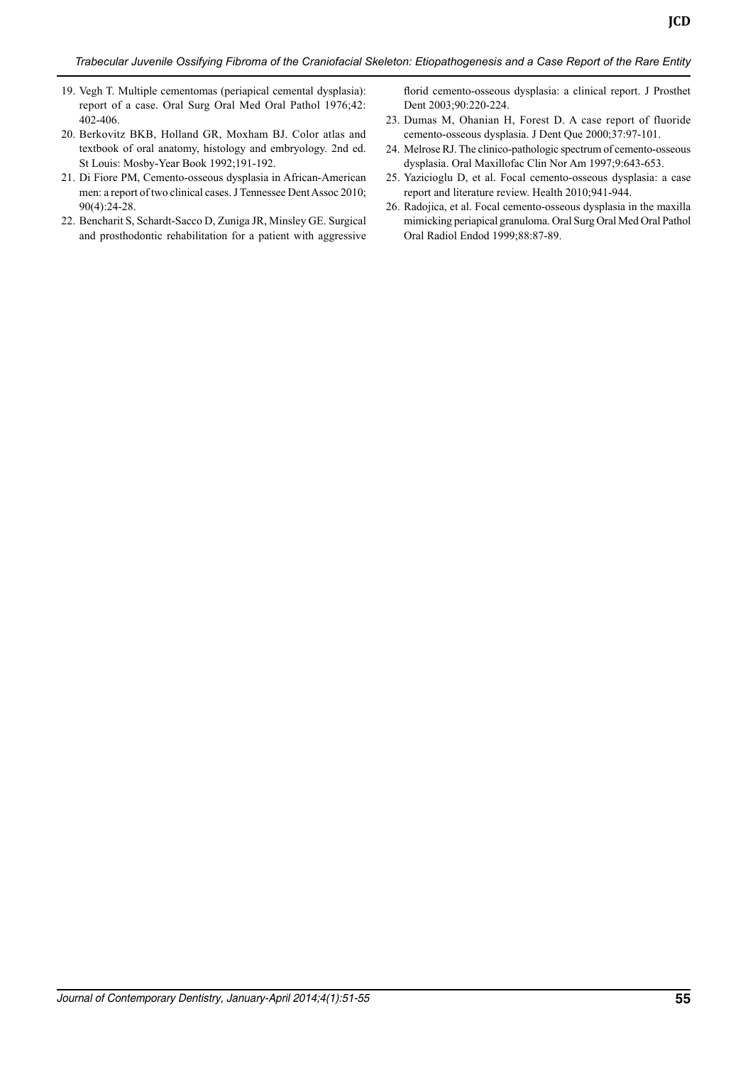19. Vegh T. Multiple cementomas (periapical cemental dysplasia): report of a case. Oral Surg Oral Med Oral Pathol 1976;42: 402-406.
20. Berkovitz BKB, Holland GR, Moxham BJ. Color atlas and textbook of oral anatomy, histology and embryology. 2nd ed. St Louis: Mosby-Year Book 1992;191-192.
21. Di Fiore PM, Cemento-osseous dysplasia in African-American men: a report of two clinical cases. J Tennessee Dent Assoc 2010; 90(4):24-28.
22. Bencharit S, Schardt-Sacco D, Zuniga JR, Minsley GE. Surgical and prosthodontic rehabilitation for a patient with aggressive florid cemento-osseous dysplasia: a clinical report. J Prosthet Dent 2003;90:220-224.
23. Dumas M, Ohanian H, Forest D. A case report of fluoride cemento-osseous dysplasia. J Dent Que 2000;37:97-101.
24. Melrose RJ. The clinico-pathologic spectrum of cemento-osseous dysplasia. Oral Maxillofac Clin Nor Am 1997;9:643-653.
25. Yazicioglu D, et al. Focal cemento-osseous dysplasia: a case report and literature review. Health 2010;941-944.
26. Radojica, et al. Focal cemento-osseous dysplasia in the maxilla mimicking periapical granuloma. Oral Surg Oral Med Oral Pathol Oral Radiol Endod 1999;88:87-89.